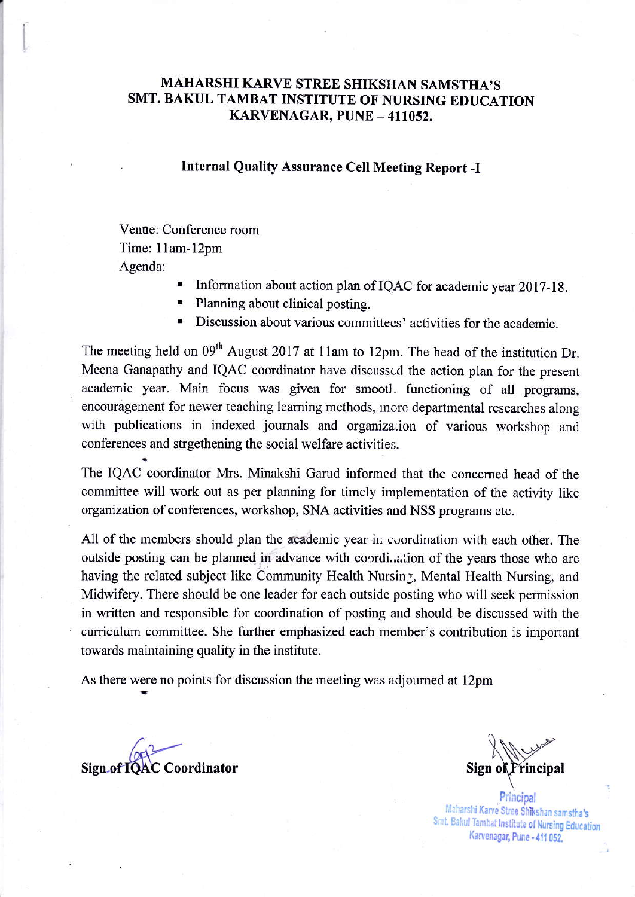# MAHARSHI KARVE STREE SHIKSHAN SAMSTHA'S
# SMT. BAKUL TAMBAT INSTITUTE OF NURSING EDUCATION
# KARVENAGAR, PUNE – 411052.

## Internal Quality Assurance Cell Meeting Report -I

Venue: Conference room
Time: 11am-12pm
Agenda:

- Information about action plan of IQAC for academic year 2017-18.
- Planning about clinical posting.
- Discussion about various committees' activities for the academic.

The meeting held on 09th August 2017 at 11am to 12pm. The head of the institution Dr. Meena Ganapathy and IQAC coordinator have discussed the action plan for the present academic year. Main focus was given for smooth functioning of all programs, encouragement for newer teaching learning methods, more departmental researches along with publications in indexed journals and organization of various workshop and conferences and strgethening the social welfare activities.

The IQAC coordinator Mrs. Minakshi Garud informed that the concerned head of the committee will work out as per planning for timely implementation of the activity like organization of conferences, workshop, SNA activities and NSS programs etc.

All of the members should plan the academic year in coordination with each other. The outside posting can be planned in advance with coordination of the years those who are having the related subject like Community Health Nursing, Mental Health Nursing, and Midwifery. There should be one leader for each outside posting who will seek permission in written and responsible for coordination of posting and should be discussed with the curriculum committee. She further emphasized each member's contribution is important towards maintaining quality in the institute.

As there were no points for discussion the meeting was adjourned at 12pm

**Sign of IQAC Coordinator**

**Sign of Principal**

Principal
Maharshi Karve Stree Shikshan samstha's
Smt. Bakul Tambat Institute of Nursing Education
Karvenagar, Pune - 411 052.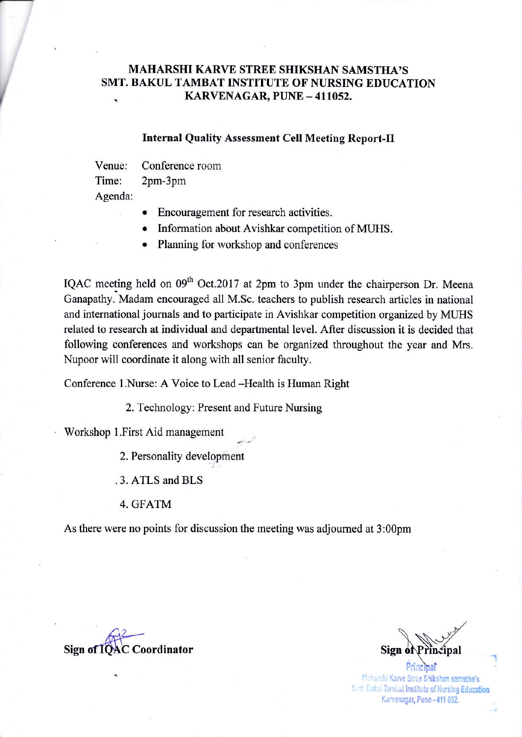**MAHARSHI KARVE STREE SHIKSHAN SAMSTHA'S**
**SMT. BAKUL TAMBAT INSTITUTE OF NURSING EDUCATION**
**KARVENAGAR, PUNE – 411052.**

**Internal Quality Assessment Cell Meeting Report-II**

Venue: Conference room
Time: 2pm-3pm
Agenda:

- Encouragement for research activities.
- Information about Avishkar competition of MUHS.
- Planning for workshop and conferences

IQAC meeting held on 09th Oct.2017 at 2pm to 3pm under the chairperson Dr. Meena Ganapathy. Madam encouraged all M.Sc. teachers to publish research articles in national and international journals and to participate in Avishkar competition organized by MUHS related to research at individual and departmental level. After discussion it is decided that following conferences and workshops can be organized throughout the year and Mrs. Nupoor will coordinate it along with all senior faculty.

Conference 1.Nurse: A Voice to Lead –Health is Human Right

2. Technology: Present and Future Nursing

Workshop 1.First Aid management

2. Personality development

3. ATLS and BLS

4. GFATM

As there were no points for discussion the meeting was adjourned at 3:00pm

**Sign of IQAC Coordinator**

**Sign of Principal**

Principal
Maharshi Karve Stree Shikshan samstha's
Smt. Bakul Tambat Institute of Nursing Education
Karvenagar, Pune - 411 052.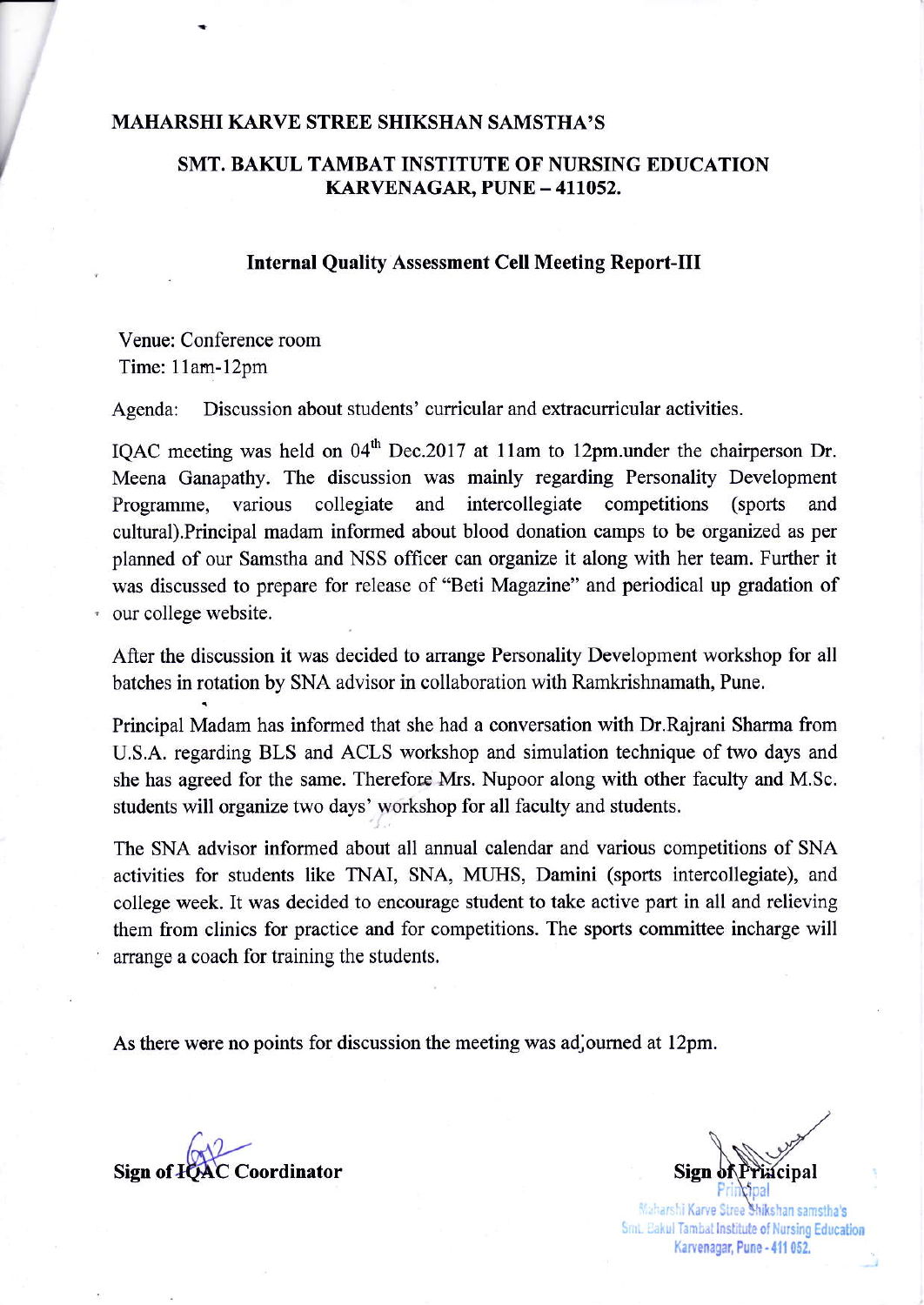**MAHARSHI KARVE STREE SHIKSHAN SAMSTHA'S**

**SMT. BAKUL TAMBAT INSTITUTE OF NURSING EDUCATION**
**KARVENAGAR, PUNE – 411052.**

## Internal Quality Assessment Cell Meeting Report-III

Venue: Conference room
Time: 11am-12pm

Agenda: Discussion about students' curricular and extracurricular activities.

IQAC meeting was held on 04th Dec.2017 at 11am to 12pm.under the chairperson Dr. Meena Ganapathy. The discussion was mainly regarding Personality Development Programme, various collegiate and intercollegiate competitions (sports and cultural).Principal madam informed about blood donation camps to be organized as per planned of our Samstha and NSS officer can organize it along with her team. Further it was discussed to prepare for release of "Beti Magazine" and periodical up gradation of our college website.

After the discussion it was decided to arrange Personality Development workshop for all batches in rotation by SNA advisor in collaboration with Ramkrishnamath, Pune.

Principal Madam has informed that she had a conversation with Dr.Rajrani Sharma from U.S.A. regarding BLS and ACLS workshop and simulation technique of two days and she has agreed for the same. Therefore Mrs. Nupoor along with other faculty and M.Sc. students will organize two days' workshop for all faculty and students.

The SNA advisor informed about all annual calendar and various competitions of SNA activities for students like TNAI, SNA, MUHS, Damini (sports intercollegiate), and college week. It was decided to encourage student to take active part in all and relieving them from clinics for practice and for competitions. The sports committee incharge will arrange a coach for training the students.

As there were no points for discussion the meeting was adjourned at 12pm.

**Sign of IQAC Coordinator**

**Sign of Principal**

Principal
Maharshi Karve Stree Shikshan samstha's
Smt. Bakul Tambat Institute of Nursing Education
Karvenagar, Pune - 411 052.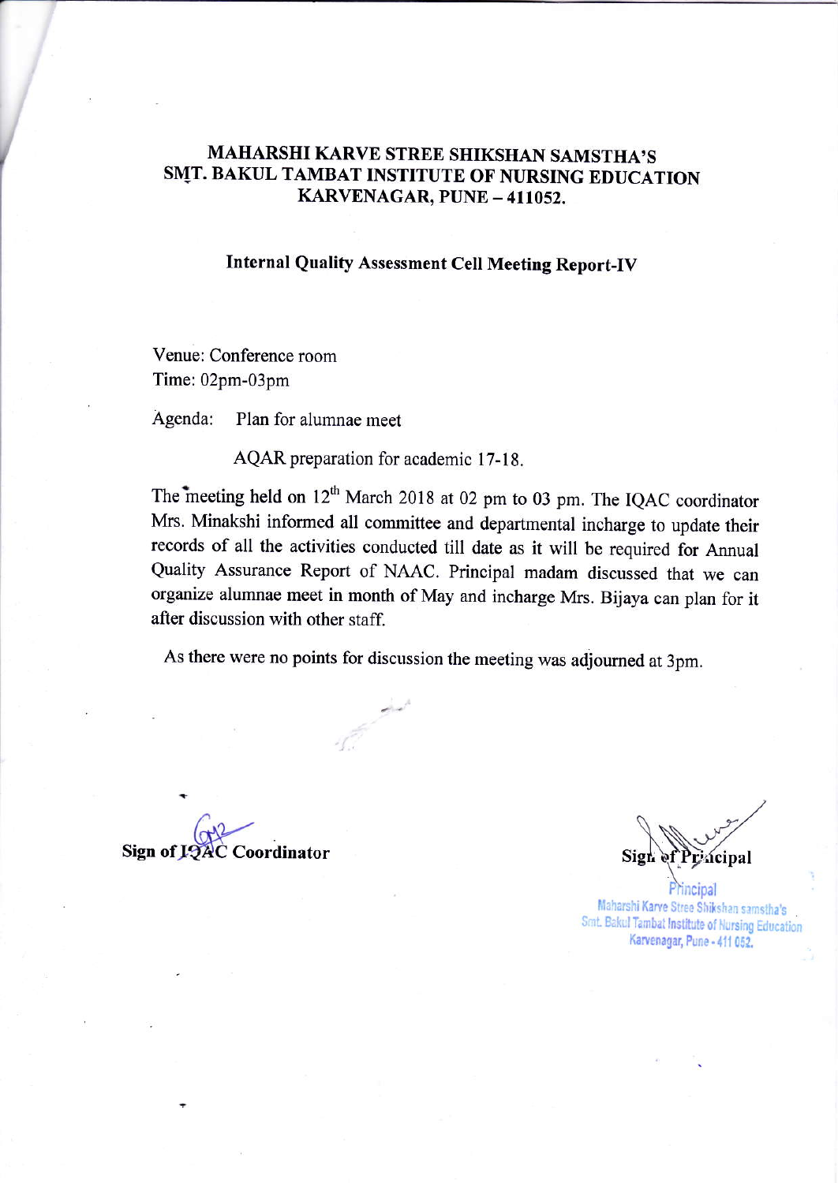# MAHARSHI KARVE STREE SHIKSHAN SAMSTHA'S
# SMT. BAKUL TAMBAT INSTITUTE OF NURSING EDUCATION
# KARVENAGAR, PUNE – 411052.

## Internal Quality Assessment Cell Meeting Report-IV

Venue: Conference room
Time: 02pm-03pm

Agenda: Plan for alumnae meet

AQAR preparation for academic 17-18.

The meeting held on 12th March 2018 at 02 pm to 03 pm. The IQAC coordinator Mrs. Minakshi informed all committee and departmental incharge to update their records of all the activities conducted till date as it will be required for Annual Quality Assurance Report of NAAC. Principal madam discussed that we can organize alumnae meet in month of May and incharge Mrs. Bijaya can plan for it after discussion with other staff.

As there were no points for discussion the meeting was adjourned at 3pm.

**Sign of IQAC Coordinator**

**Sign of Principal**

Principal
Maharshi Karve Stree Shikshan samstha's
Smt. Bakul Tambat Institute of Nursing Education
Karvenagar, Pune - 411 052.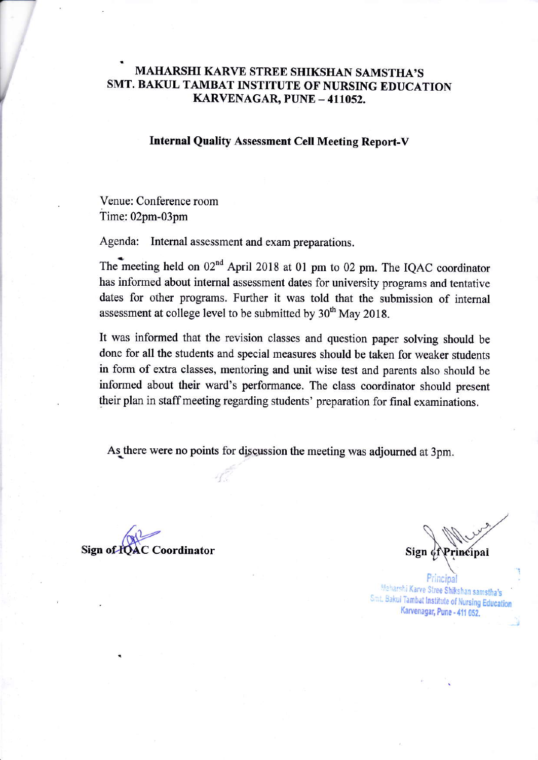# MAHARSHI KARVE STREE SHIKSHAN SAMSTHA'S
# SMT. BAKUL TAMBAT INSTITUTE OF NURSING EDUCATION
# KARVENAGAR, PUNE – 411052.

## Internal Quality Assessment Cell Meeting Report-V

Venue: Conference room
Time: 02pm-03pm

Agenda: Internal assessment and exam preparations.

The meeting held on 02nd April 2018 at 01 pm to 02 pm. The IQAC coordinator has informed about internal assessment dates for university programs and tentative dates for other programs. Further it was told that the submission of internal assessment at college level to be submitted by 30th May 2018.

It was informed that the revision classes and question paper solving should be done for all the students and special measures should be taken for weaker students in form of extra classes, mentoring and unit wise test and parents also should be informed about their ward's performance. The class coordinator should present their plan in staff meeting regarding students' preparation for final examinations.

As there were no points for discussion the meeting was adjourned at 3pm.

**Sign of IQAC Coordinator**

**Sign of Principal**

Principal
Maharshi Karve Stree Shikshan samstha's
Smt. Bakul Tambat Institute of Nursing Education
Karvenagar, Pune - 411 052.